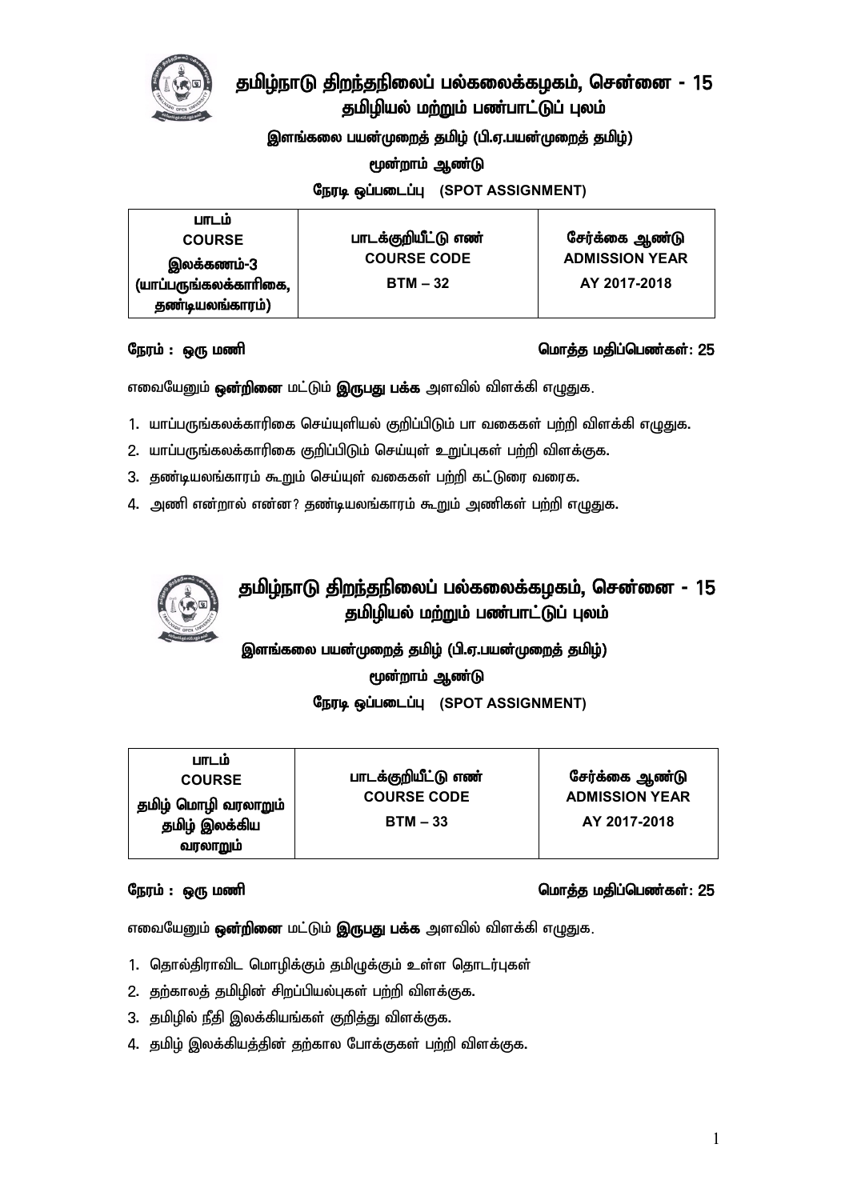# தமிழ்நாடு திறந்தநிலைப் பல்கலைக்கழகம், சென்னை - 15

## தமிழியல் மற்றும் பண்பாட்டுப் புலம்

**இளங்கலை பயன்முறைத் தமிழ் (பி.ஏ.பயன்முறைத் தமிழ்)**

**மூன்றாம் ஆண்டு**

**நேரடி ஒப்படைப்பு (SPOT ASSIGNMENT)**

| பாடம் COURSE இலக்கணம்-3 (யாப்பருங்கலக்காரிகை, தண்டியலங்காரம்) | பாடக்குறியீட்டு எண் COURSE CODE BTM – 32 | சேர்க்கை ஆண்டு ADMISSION YEAR AY 2017-2018 |
|---|---|---|

**நேரம் : ஒரு மணி** **மொத்த மதிப்பெண்கள்: 25**

எவையேனும் **ஒன்றினை** மட்டும் **இருபது பக்க** அளவில் விளக்கி எழுதுக.

1. யாப்பருங்கலக்காரிகை செய்யுளியல் குறிப்பிடும் பா வகைகள் பற்றி விளக்கி எழுதுக.
2. யாப்பருங்கலக்காரிகை குறிப்பிடும் செய்யுள் உறுப்புகள் பற்றி விளக்குக.
3. தண்டியலங்காரம் கூறும் செய்யுள் வகைகள் பற்றி கட்டுரை வரைக.
4. அணி என்றால் என்ன? தண்டியலங்காரம் கூறும் அணிகள் பற்றி எழுதுக.

# தமிழ்நாடு திறந்தநிலைப் பல்கலைக்கழகம், சென்னை - 15

## தமிழியல் மற்றும் பண்பாட்டுப் புலம்

**இளங்கலை பயன்முறைத் தமிழ் (பி.ஏ.பயன்முறைத் தமிழ்)**

**மூன்றாம் ஆண்டு**

**நேரடி ஒப்படைப்பு (SPOT ASSIGNMENT)**

| பாடம் COURSE தமிழ் மொழி வரலாறும் தமிழ் இலக்கிய வரலாறும் | பாடக்குறியீட்டு எண் COURSE CODE BTM – 33 | சேர்க்கை ஆண்டு ADMISSION YEAR AY 2017-2018 |
|---|---|---|

**நேரம் : ஒரு மணி** **மொத்த மதிப்பெண்கள்: 25**

எவையேனும் **ஒன்றினை** மட்டும் **இருபது பக்க** அளவில் விளக்கி எழுதுக.

1. தொல்திராவிட மொழிக்கும் தமிழுக்கும் உள்ள தொடர்புகள்
2. தற்காலத் தமிழின் சிறப்பியல்புகள் பற்றி விளக்குக.
3. தமிழில் நீதி இலக்கியங்கள் குறித்து விளக்குக.
4. தமிழ் இலக்கியத்தின் தற்கால போக்குகள் பற்றி விளக்குக.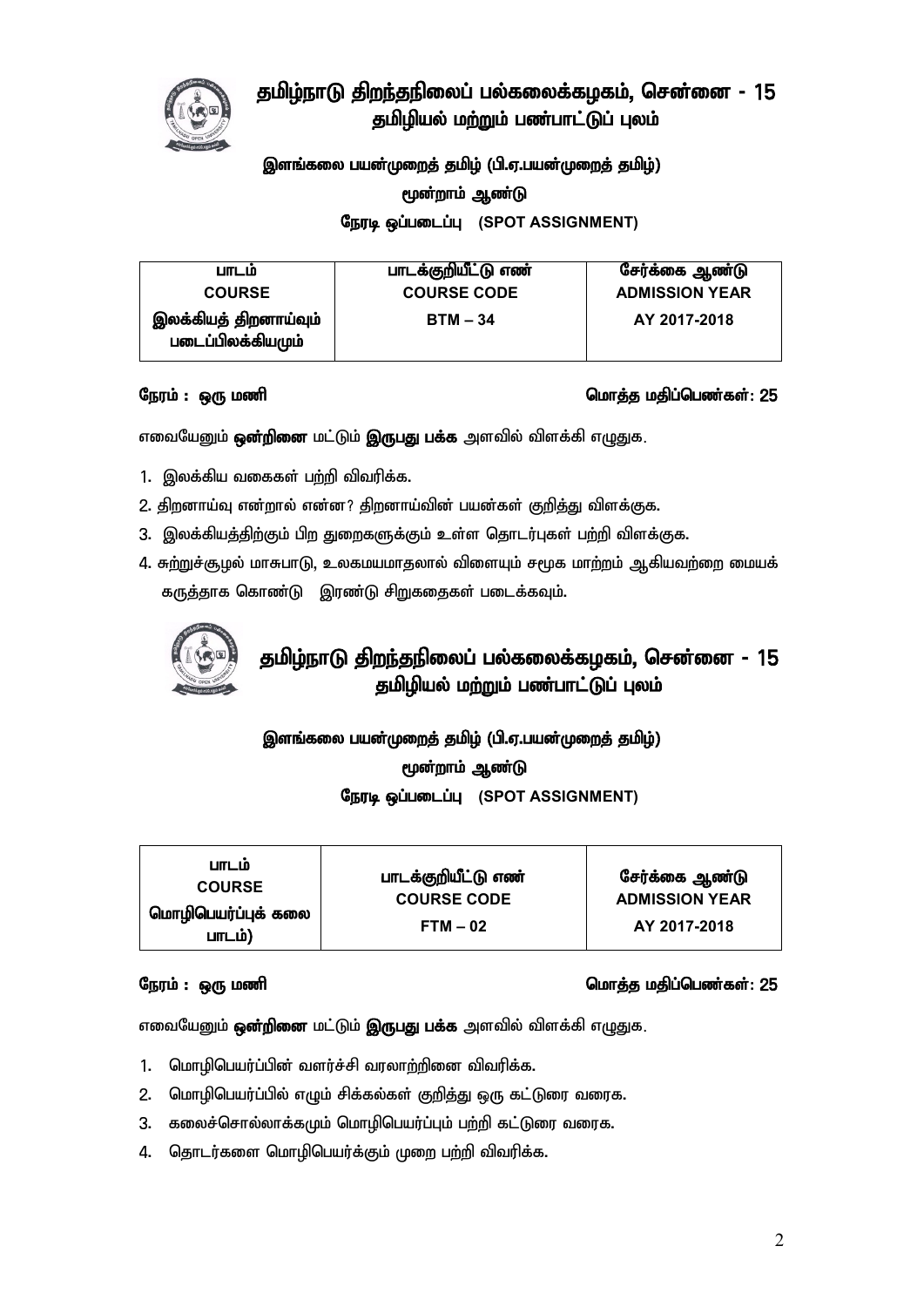# தமிழ்நாடு திறந்தநிலைப் பல்கலைக்கழகம், சென்னை - 15
## தமிழியல் மற்றும் பண்பாட்டுப் புலம்

### இளங்கலை பயன்முறைத் தமிழ் (பி.ஏ.பயன்முறைத் தமிழ்)
### மூன்றாம் ஆண்டு
### நேரடி ஒப்படைப்பு (SPOT ASSIGNMENT)

| பாடம் COURSE | பாடக்குறியீட்டு எண் COURSE CODE | சேர்க்கை ஆண்டு ADMISSION YEAR |
|---|---|---|
| இலக்கியத் திறனாய்வும் படைப்பிலக்கியமும் | BTM – 34 | AY 2017-2018 |

**நேரம் : ஒரு மணி** **மொத்த மதிப்பெண்கள்: 25**

எவையேனும் **ஒன்றினை** மட்டும் **இருபது பக்க** அளவில் விளக்கி எழுதுக.

1. இலக்கிய வகைகள் பற்றி விவரிக்க.
2. திறனாய்வு என்றால் என்ன? திறனாய்வின் பயன்கள் குறித்து விளக்குக.
3. இலக்கியத்திற்கும் பிற துறைகளுக்கும் உள்ள தொடர்புகள் பற்றி விளக்குக.
4. சுற்றுச்சூழல் மாசுபாடு, உலகமயமாதலால் விளையும் சமூக மாற்றம் ஆகியவற்றை மையக் கருத்தாக கொண்டு இரண்டு சிறுகதைகள் படைக்கவும்.

# தமிழ்நாடு திறந்தநிலைப் பல்கலைக்கழகம், சென்னை - 15
## தமிழியல் மற்றும் பண்பாட்டுப் புலம்

### இளங்கலை பயன்முறைத் தமிழ் (பி.ஏ.பயன்முறைத் தமிழ்)
### மூன்றாம் ஆண்டு
### நேரடி ஒப்படைப்பு (SPOT ASSIGNMENT)

| பாடம் COURSE | பாடக்குறியீட்டு எண் COURSE CODE | சேர்க்கை ஆண்டு ADMISSION YEAR |
|---|---|---|
| மொழிபெயர்ப்புக் கலை பாடம்) | FTM – 02 | AY 2017-2018 |

**நேரம் : ஒரு மணி** **மொத்த மதிப்பெண்கள்: 25**

எவையேனும் **ஒன்றினை** மட்டும் **இருபது பக்க** அளவில் விளக்கி எழுதுக.

1. மொழிபெயர்ப்பின் வளர்ச்சி வரலாற்றினை விவரிக்க.
2. மொழிபெயர்ப்பில் எழும் சிக்கல்கள் குறித்து ஒரு கட்டுரை வரைக.
3. கலைச்சொல்லாக்கமும் மொழிபெயர்ப்பும் பற்றி கட்டுரை வரைக.
4. தொடர்களை மொழிபெயர்க்கும் முறை பற்றி விவரிக்க.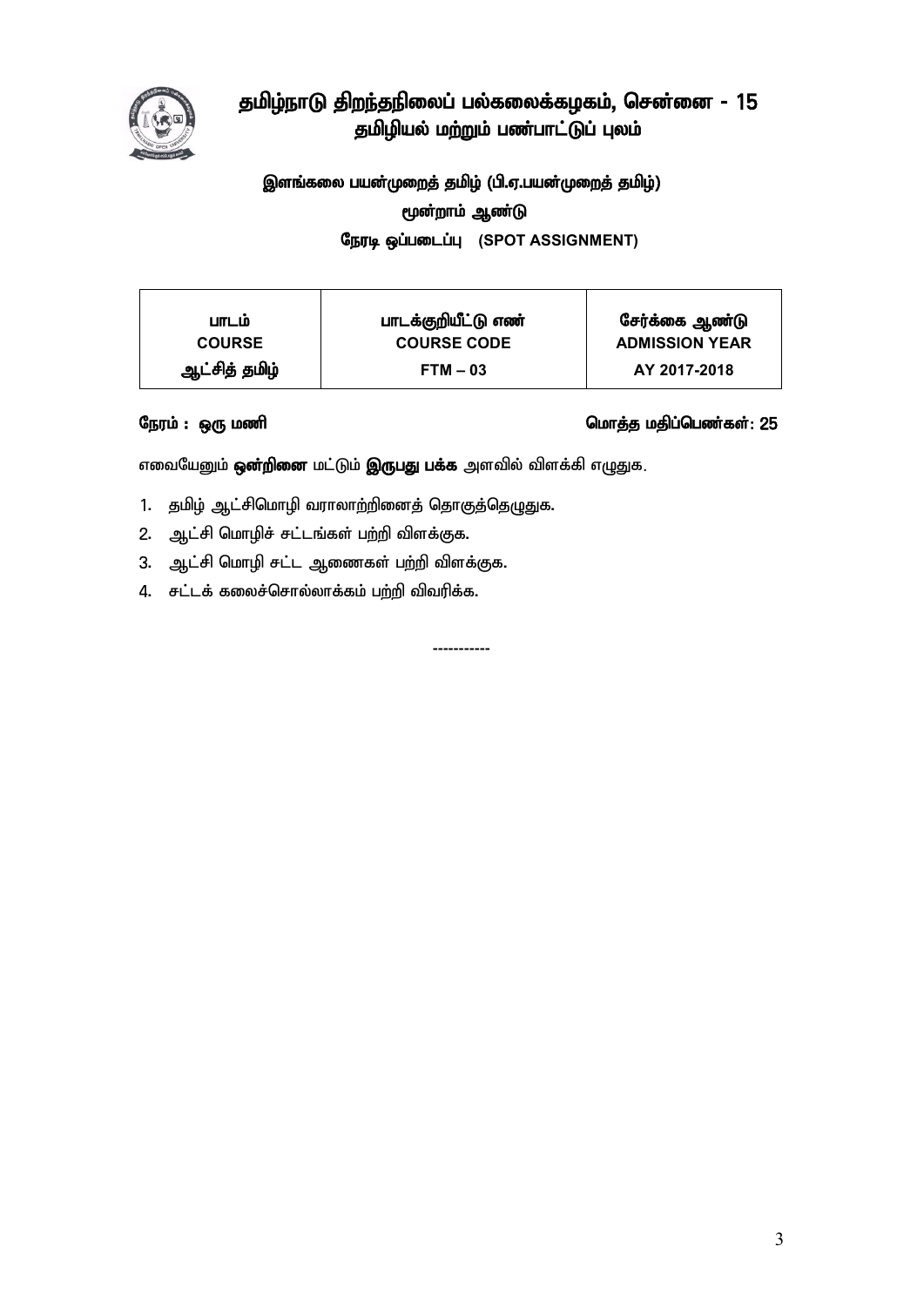# தமிழ்நாடு திறந்தநிலைப் பல்கலைக்கழகம், சென்னை - 15
## தமிழியல் மற்றும் பண்பாட்டுப் புலம்

### இளங்கலை பயன்முறைத் தமிழ் (பி.ஏ.பயன்முறைத் தமிழ்)
### மூன்றாம் ஆண்டு
### நேரடி ஒப்படைப்பு (SPOT ASSIGNMENT)

| பாடம்<br>COURSE | பாடக்குறியீட்டு எண்<br>COURSE CODE | சேர்க்கை ஆண்டு<br>ADMISSION YEAR |
|---|---|---|
| ஆட்சித் தமிழ் | FTM – 03 | AY 2017-2018 |

**நேரம் : ஒரு மணி** **மொத்த மதிப்பெண்கள்: 25**

எவையேனும் **ஒன்றினை** மட்டும் **இருபது பக்க** அளவில் விளக்கி எழுதுக.

1. தமிழ் ஆட்சிமொழி வரலாற்றினைத் தொகுத்தெழுதுக.
2. ஆட்சி மொழிச் சட்டங்கள் பற்றி விளக்குக.
3. ஆட்சி மொழி சட்ட ஆணைகள் பற்றி விளக்குக.
4. சட்டக் கலைச்சொல்லாக்கம் பற்றி விவரிக்க.

-----------